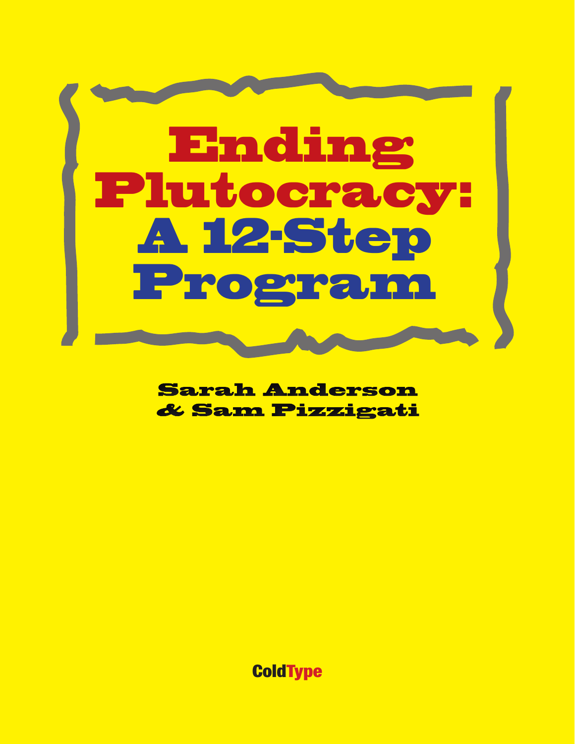# Ending Plutocracy: A 12-Step Program

**Sarah Anderson & Sam Pizzigati**

ColdType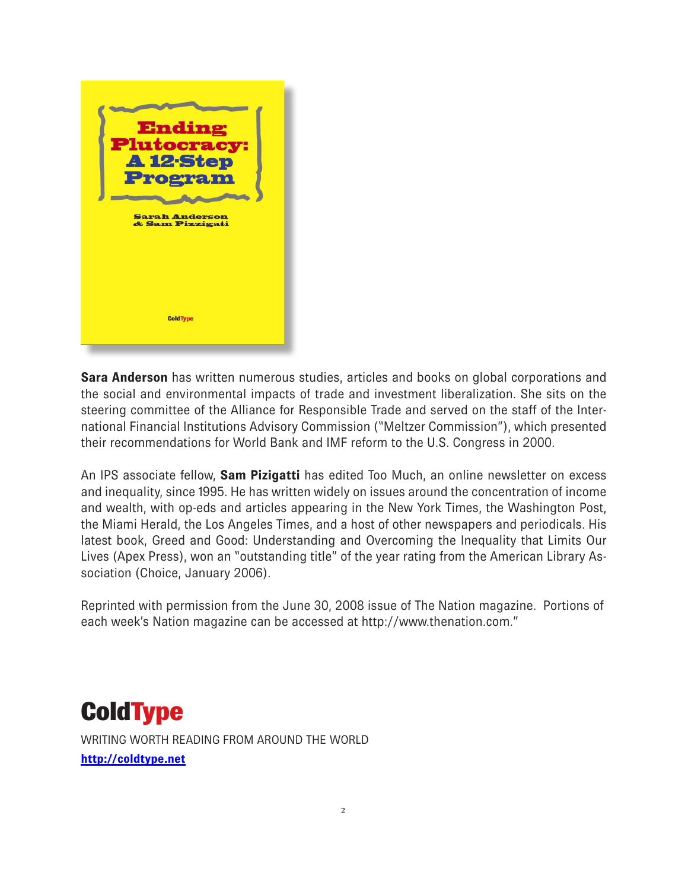Ending Plutocracy: A 12-Step Program

Sarah Anderson & Sam Pizzigati

ColdType

**Sara Anderson** has written numerous studies, articles and books on global corporations and the social and environmental impacts of trade and investment liberalization. She sits on the steering committee of the Alliance for Responsible Trade and served on the staff of the International Financial Institutions Advisory Commission ("Meltzer Commission"), which presented their recommendations for World Bank and IMF reform to the U.S. Congress in 2000.

An IPS associate fellow, **Sam Pizigatti** has edited Too Much, an online newsletter on excess and inequality, since 1995. He has written widely on issues around the concentration of income and wealth, with op-eds and articles appearing in the New York Times, the Washington Post, the Miami Herald, the Los Angeles Times, and a host of other newspapers and periodicals. His latest book, Greed and Good: Understanding and Overcoming the Inequality that Limits Our Lives (Apex Press), won an "outstanding title" of the year rating from the American Library Association (Choice, January 2006).

Reprinted with permission from the June 30, 2008 issue of The Nation magazine. Portions of each week's Nation magazine can be accessed at http://www.thenation.com."

# ColdType

WRITING WORTH READING FROM AROUND THE WORLD

**http://coldtype.net**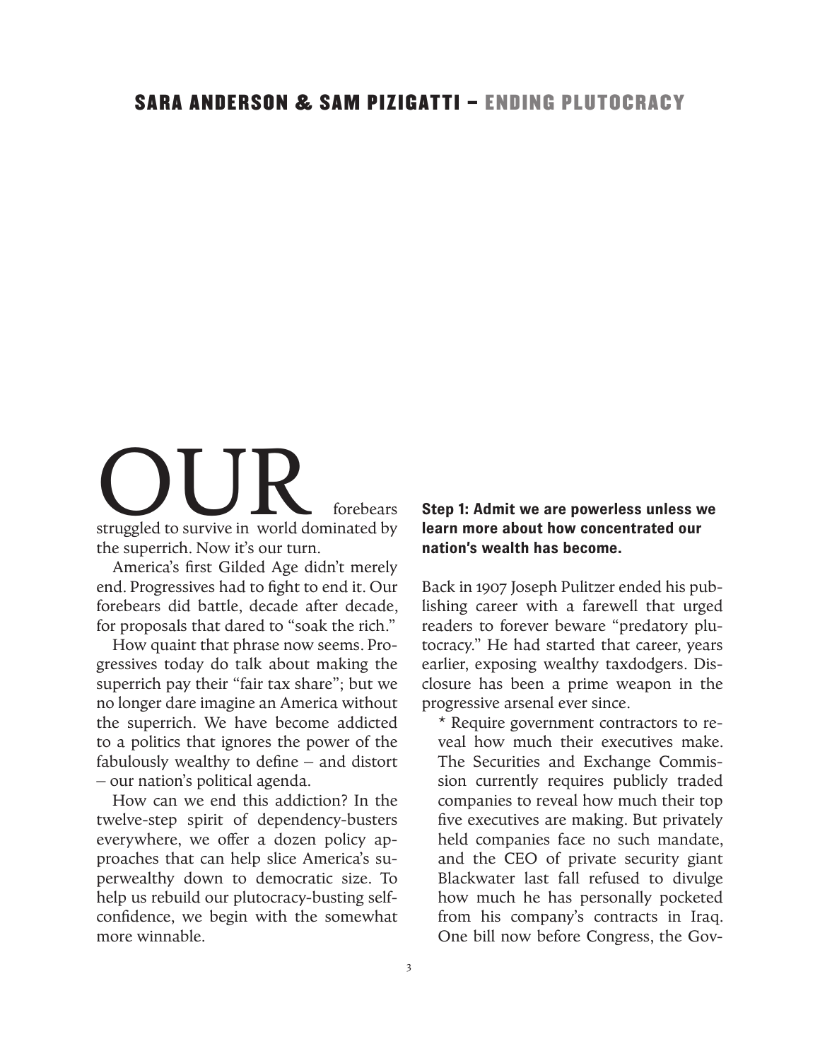OUR forebears struggled to survive in world dominated by the superrich. Now it's our turn.

America's first Gilded Age didn't merely end. Progressives had to fight to end it. Our forebears did battle, decade after decade, for proposals that dared to "soak the rich."

How quaint that phrase now seems. Progressives today do talk about making the superrich pay their "fair tax share"; but we no longer dare imagine an America without the superrich. We have become addicted to a politics that ignores the power of the fabulously wealthy to define – and distort – our nation's political agenda.

How can we end this addiction? In the twelve-step spirit of dependency-busters everywhere, we offer a dozen policy approaches that can help slice America's superwealthy down to democratic size. To help us rebuild our plutocracy-busting self-confidence, we begin with the somewhat more winnable.

**Step 1: Admit we are powerless unless we learn more about how concentrated our nation's wealth has become.**

Back in 1907 Joseph Pulitzer ended his publishing career with a farewell that urged readers to forever beware "predatory plutocracy." He had started that career, years earlier, exposing wealthy taxdodgers. Disclosure has been a prime weapon in the progressive arsenal ever since.

* Require government contractors to reveal how much their executives make. The Securities and Exchange Commission currently requires publicly traded companies to reveal how much their top five executives are making. But privately held companies face no such mandate, and the CEO of private security giant Blackwater last fall refused to divulge how much he has personally pocketed from his company's contracts in Iraq. One bill now before Congress, the Gov-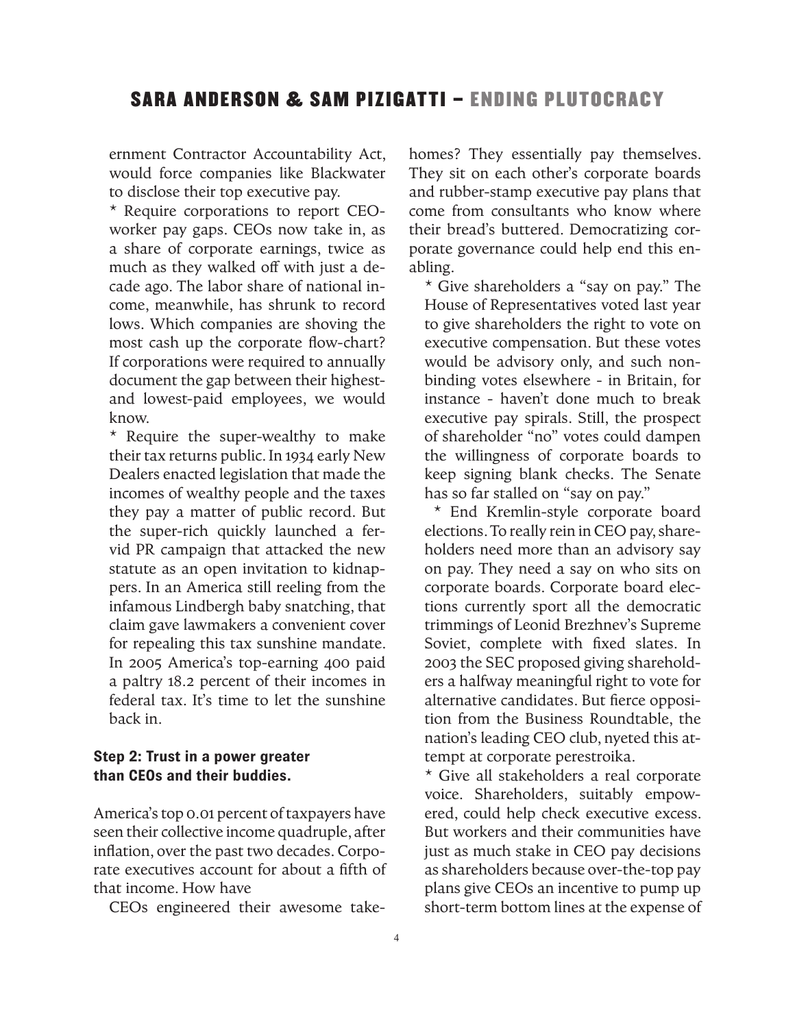ernment Contractor Accountability Act, would force companies like Blackwater to disclose their top executive pay.

* Require corporations to report CEO-worker pay gaps. CEOs now take in, as a share of corporate earnings, twice as much as they walked off with just a decade ago. The labor share of national income, meanwhile, has shrunk to record lows. Which companies are shoving the most cash up the corporate flow-chart? If corporations were required to annually document the gap between their highest- and lowest-paid employees, we would know.

* Require the super-wealthy to make their tax returns public. In 1934 early New Dealers enacted legislation that made the incomes of wealthy people and the taxes they pay a matter of public record. But the super-rich quickly launched a fervid PR campaign that attacked the new statute as an open invitation to kidnappers. In an America still reeling from the infamous Lindbergh baby snatching, that claim gave lawmakers a convenient cover for repealing this tax sunshine mandate. In 2005 America's top-earning 400 paid a paltry 18.2 percent of their incomes in federal tax. It's time to let the sunshine back in.

### Step 2: Trust in a power greater than CEOs and their buddies.

America's top 0.01 percent of taxpayers have seen their collective income quadruple, after inflation, over the past two decades. Corporate executives account for about a fifth of that income. How have CEOs engineered their awesome take-homes? They essentially pay themselves. They sit on each other's corporate boards and rubber-stamp executive pay plans that come from consultants who know where their bread's buttered. Democratizing corporate governance could help end this enabling.

* Give shareholders a "say on pay." The House of Representatives voted last year to give shareholders the right to vote on executive compensation. But these votes would be advisory only, and such non-binding votes elsewhere - in Britain, for instance - haven't done much to break executive pay spirals. Still, the prospect of shareholder "no" votes could dampen the willingness of corporate boards to keep signing blank checks. The Senate has so far stalled on "say on pay."

* End Kremlin-style corporate board elections. To really rein in CEO pay, shareholders need more than an advisory say on pay. They need a say on who sits on corporate boards. Corporate board elections currently sport all the democratic trimmings of Leonid Brezhnev's Supreme Soviet, complete with fixed slates. In 2003 the SEC proposed giving shareholders a halfway meaningful right to vote for alternative candidates. But fierce opposition from the Business Roundtable, the nation's leading CEO club, nyeted this attempt at corporate perestroika.

* Give all stakeholders a real corporate voice. Shareholders, suitably empowered, could help check executive excess. But workers and their communities have just as much stake in CEO pay decisions as shareholders because over-the-top pay plans give CEOs an incentive to pump up short-term bottom lines at the expense of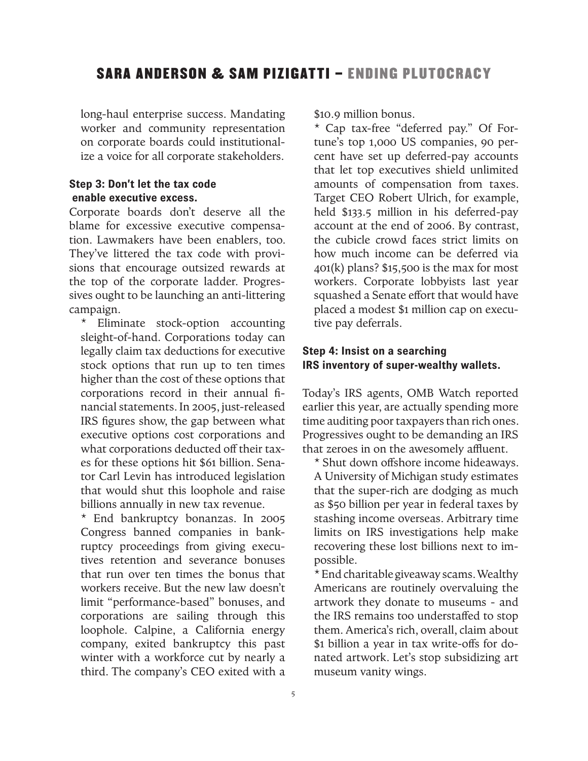long-haul enterprise success. Mandating worker and community representation on corporate boards could institutionalize a voice for all corporate stakeholders.

### Step 3: Don't let the tax code enable executive excess.

Corporate boards don't deserve all the blame for excessive executive compensation. Lawmakers have been enablers, too. They've littered the tax code with provisions that encourage outsized rewards at the top of the corporate ladder. Progressives ought to be launching an anti-littering campaign.

* Eliminate stock-option accounting sleight-of-hand. Corporations today can legally claim tax deductions for executive stock options that run up to ten times higher than the cost of these options that corporations record in their annual financial statements. In 2005, just-released IRS figures show, the gap between what executive options cost corporations and what corporations deducted off their taxes for these options hit $61 billion. Senator Carl Levin has introduced legislation that would shut this loophole and raise billions annually in new tax revenue.

* End bankruptcy bonanzas. In 2005 Congress banned companies in bankruptcy proceedings from giving executives retention and severance bonuses that run over ten times the bonus that workers receive. But the new law doesn't limit "performance-based" bonuses, and corporations are sailing through this loophole. Calpine, a California energy company, exited bankruptcy this past winter with a workforce cut by nearly a third. The company's CEO exited with a $10.9 million bonus.

* Cap tax-free "deferred pay." Of Fortune's top 1,000 US companies, 90 percent have set up deferred-pay accounts that let top executives shield unlimited amounts of compensation from taxes. Target CEO Robert Ulrich, for example, held $133.5 million in his deferred-pay account at the end of 2006. By contrast, the cubicle crowd faces strict limits on how much income can be deferred via 401(k) plans? $15,500 is the max for most workers. Corporate lobbyists last year squashed a Senate effort that would have placed a modest $1 million cap on executive pay deferrals.

### Step 4: Insist on a searching IRS inventory of super-wealthy wallets.

Today's IRS agents, OMB Watch reported earlier this year, are actually spending more time auditing poor taxpayers than rich ones. Progressives ought to be demanding an IRS that zeroes in on the awesomely affluent.

* Shut down offshore income hideaways. A University of Michigan study estimates that the super-rich are dodging as much as $50 billion per year in federal taxes by stashing income overseas. Arbitrary time limits on IRS investigations help make recovering these lost billions next to impossible.

* End charitable giveaway scams. Wealthy Americans are routinely overvaluing the artwork they donate to museums - and the IRS remains too understaffed to stop them. America's rich, overall, claim about $1 billion a year in tax write-offs for donated artwork. Let's stop subsidizing art museum vanity wings.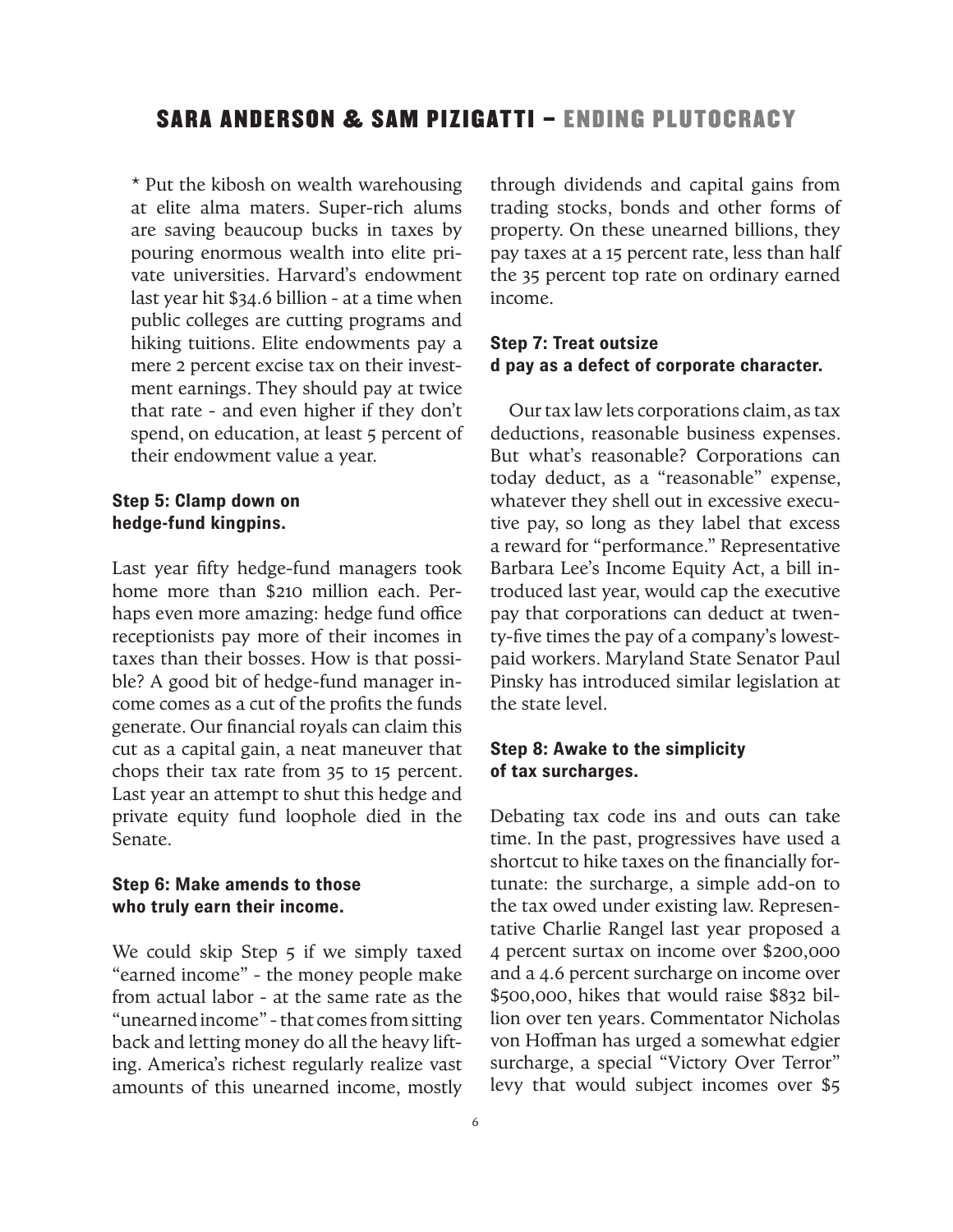* Put the kibosh on wealth warehousing at elite alma maters. Super-rich alums are saving beaucoup bucks in taxes by pouring enormous wealth into elite private universities. Harvard's endowment last year hit $34.6 billion - at a time when public colleges are cutting programs and hiking tuitions. Elite endowments pay a mere 2 percent excise tax on their investment earnings. They should pay at twice that rate - and even higher if they don't spend, on education, at least 5 percent of their endowment value a year.

### Step 5: Clamp down on hedge-fund kingpins.

Last year fifty hedge-fund managers took home more than $210 million each. Perhaps even more amazing: hedge fund office receptionists pay more of their incomes in taxes than their bosses. How is that possible? A good bit of hedge-fund manager income comes as a cut of the profits the funds generate. Our financial royals can claim this cut as a capital gain, a neat maneuver that chops their tax rate from 35 to 15 percent. Last year an attempt to shut this hedge and private equity fund loophole died in the Senate.

### Step 6: Make amends to those who truly earn their income.

We could skip Step 5 if we simply taxed "earned income" - the money people make from actual labor - at the same rate as the "unearned income" - that comes from sitting back and letting money do all the heavy lifting. America's richest regularly realize vast amounts of this unearned income, mostly through dividends and capital gains from trading stocks, bonds and other forms of property. On these unearned billions, they pay taxes at a 15 percent rate, less than half the 35 percent top rate on ordinary earned income.

### Step 7: Treat outsize d pay as a defect of corporate character.

Our tax law lets corporations claim, as tax deductions, reasonable business expenses. But what's reasonable? Corporations can today deduct, as a "reasonable" expense, whatever they shell out in excessive executive pay, so long as they label that excess a reward for "performance." Representative Barbara Lee's Income Equity Act, a bill introduced last year, would cap the executive pay that corporations can deduct at twenty-five times the pay of a company's lowest-paid workers. Maryland State Senator Paul Pinsky has introduced similar legislation at the state level.

### Step 8: Awake to the simplicity of tax surcharges.

Debating tax code ins and outs can take time. In the past, progressives have used a shortcut to hike taxes on the financially fortunate: the surcharge, a simple add-on to the tax owed under existing law. Representative Charlie Rangel last year proposed a 4 percent surtax on income over $200,000 and a 4.6 percent surcharge on income over $500,000, hikes that would raise $832 billion over ten years. Commentator Nicholas von Hoffman has urged a somewhat edgier surcharge, a special "Victory Over Terror" levy that would subject incomes over $5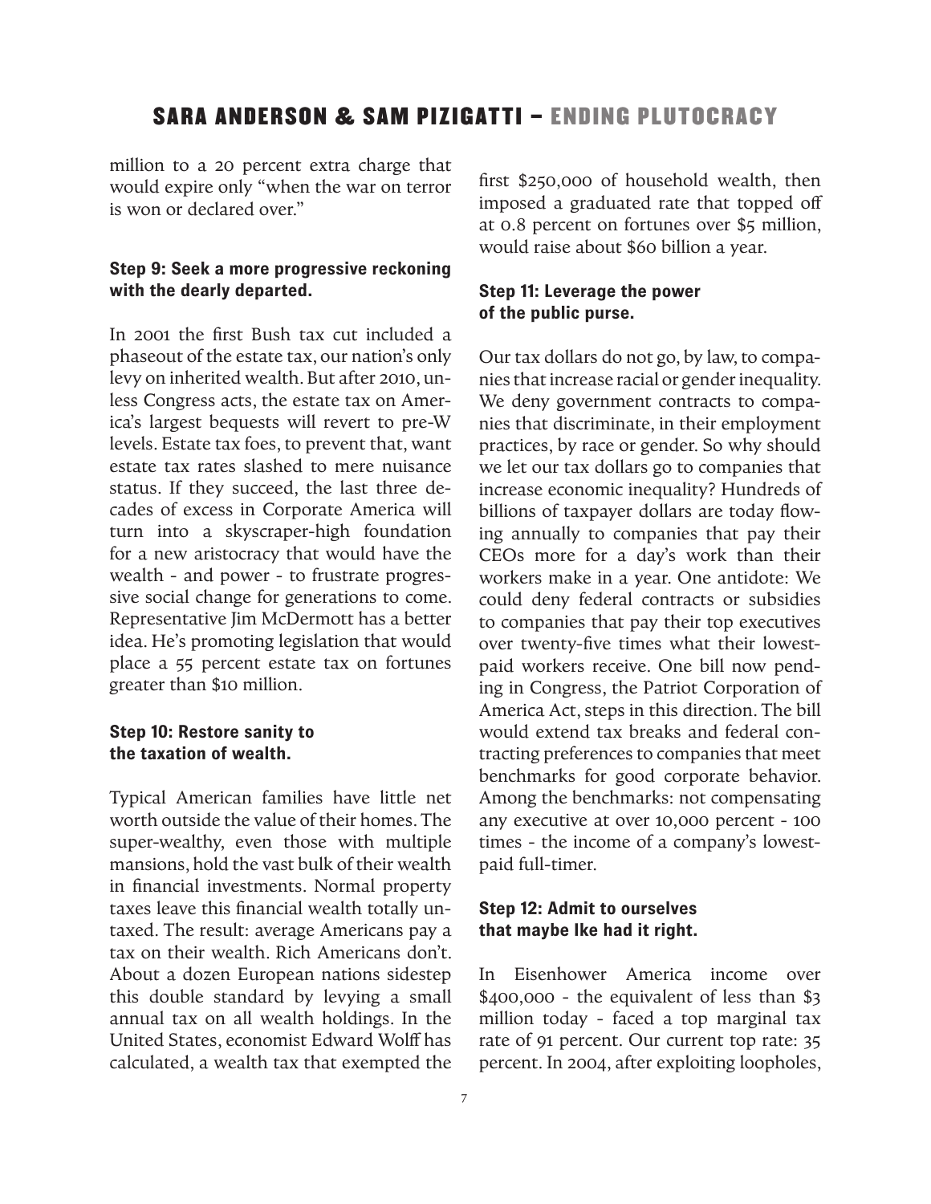million to a 20 percent extra charge that would expire only "when the war on terror is won or declared over."

### Step 9: Seek a more progressive reckoning with the dearly departed.

In 2001 the first Bush tax cut included a phaseout of the estate tax, our nation's only levy on inherited wealth. But after 2010, unless Congress acts, the estate tax on America's largest bequests will revert to pre-W levels. Estate tax foes, to prevent that, want estate tax rates slashed to mere nuisance status. If they succeed, the last three decades of excess in Corporate America will turn into a skyscraper-high foundation for a new aristocracy that would have the wealth - and power - to frustrate progressive social change for generations to come. Representative Jim McDermott has a better idea. He's promoting legislation that would place a 55 percent estate tax on fortunes greater than $10 million.

### Step 10: Restore sanity to the taxation of wealth.

Typical American families have little net worth outside the value of their homes. The super-wealthy, even those with multiple mansions, hold the vast bulk of their wealth in financial investments. Normal property taxes leave this financial wealth totally untaxed. The result: average Americans pay a tax on their wealth. Rich Americans don't. About a dozen European nations sidestep this double standard by levying a small annual tax on all wealth holdings. In the United States, economist Edward Wolff has calculated, a wealth tax that exempted the first $250,000 of household wealth, then imposed a graduated rate that topped off at 0.8 percent on fortunes over $5 million, would raise about $60 billion a year.

### Step 11: Leverage the power of the public purse.

Our tax dollars do not go, by law, to companies that increase racial or gender inequality. We deny government contracts to companies that discriminate, in their employment practices, by race or gender. So why should we let our tax dollars go to companies that increase economic inequality? Hundreds of billions of taxpayer dollars are today flowing annually to companies that pay their CEOs more for a day's work than their workers make in a year. One antidote: We could deny federal contracts or subsidies to companies that pay their top executives over twenty-five times what their lowest-paid workers receive. One bill now pending in Congress, the Patriot Corporation of America Act, steps in this direction. The bill would extend tax breaks and federal contracting preferences to companies that meet benchmarks for good corporate behavior. Among the benchmarks: not compensating any executive at over 10,000 percent - 100 times - the income of a company's lowest-paid full-timer.

### Step 12: Admit to ourselves that maybe Ike had it right.

In Eisenhower America income over $400,000 - the equivalent of less than $3 million today - faced a top marginal tax rate of 91 percent. Our current top rate: 35 percent. In 2004, after exploiting loopholes,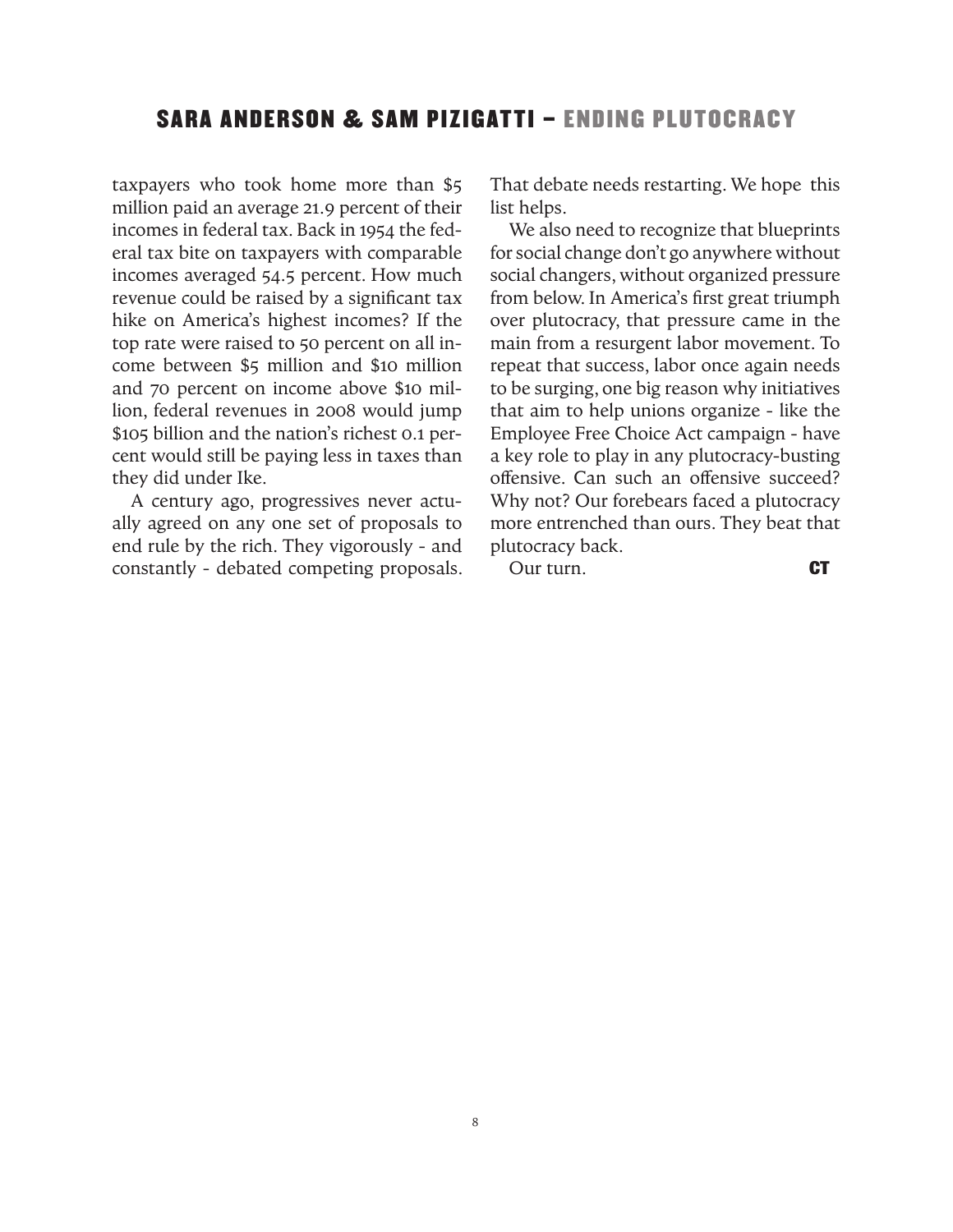taxpayers who took home more than $5 million paid an average 21.9 percent of their incomes in federal tax. Back in 1954 the federal tax bite on taxpayers with comparable incomes averaged 54.5 percent. How much revenue could be raised by a significant tax hike on America's highest incomes? If the top rate were raised to 50 percent on all income between $5 million and $10 million and 70 percent on income above $10 million, federal revenues in 2008 would jump $105 billion and the nation's richest 0.1 percent would still be paying less in taxes than they did under Ike.

A century ago, progressives never actually agreed on any one set of proposals to end rule by the rich. They vigorously - and constantly - debated competing proposals. That debate needs restarting. We hope this list helps.

We also need to recognize that blueprints for social change don't go anywhere without social changers, without organized pressure from below. In America's first great triumph over plutocracy, that pressure came in the main from a resurgent labor movement. To repeat that success, labor once again needs to be surging, one big reason why initiatives that aim to help unions organize - like the Employee Free Choice Act campaign - have a key role to play in any plutocracy-busting offensive. Can such an offensive succeed? Why not? Our forebears faced a plutocracy more entrenched than ours. They beat that plutocracy back.

Our turn. **CT**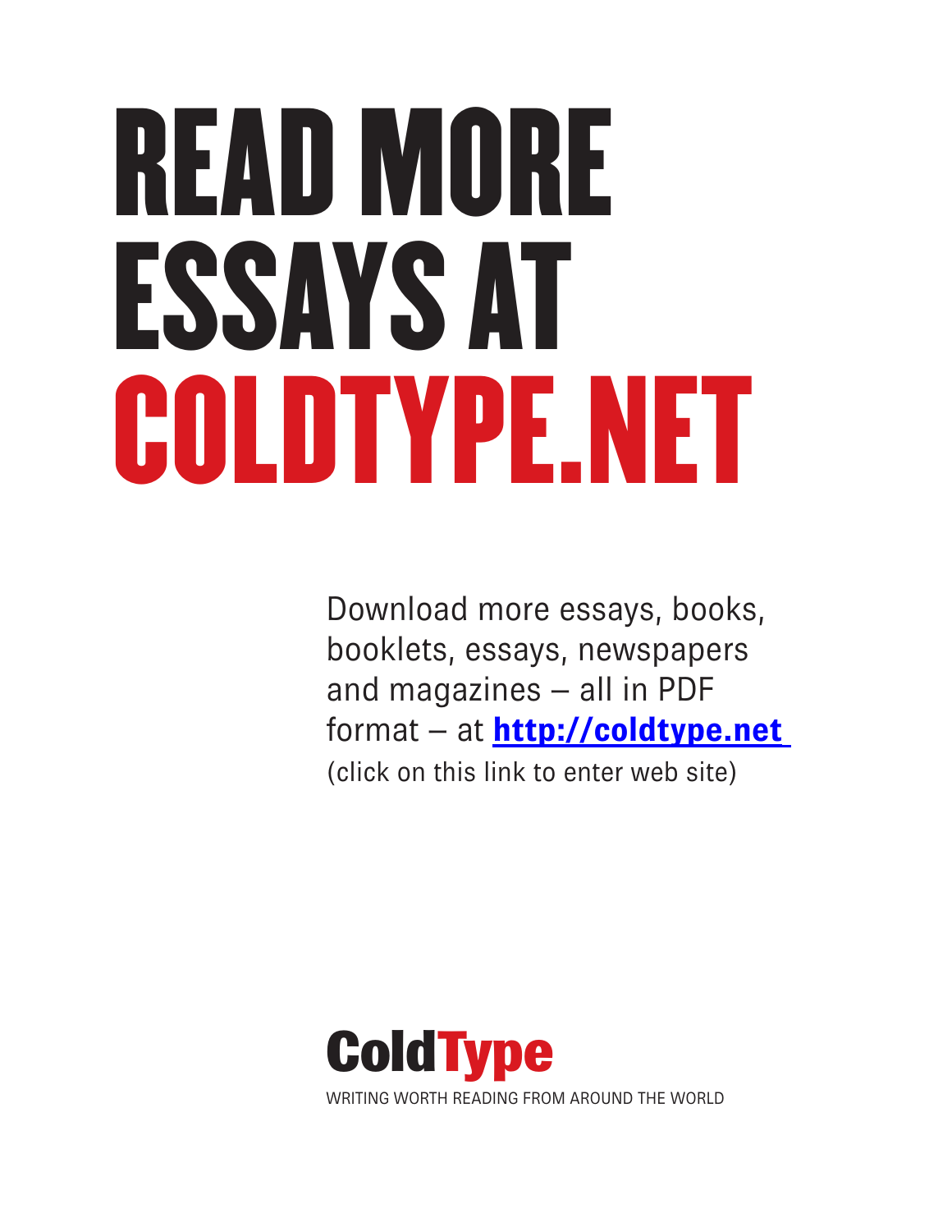# READ MORE ESSAYS AT COLDTYPE.NET

Download more essays, books, booklets, essays, newspapers and magazines – all in PDF format – at **http://coldtype.net**
(click on this link to enter web site)

**ColdType**

WRITING WORTH READING FROM AROUND THE WORLD